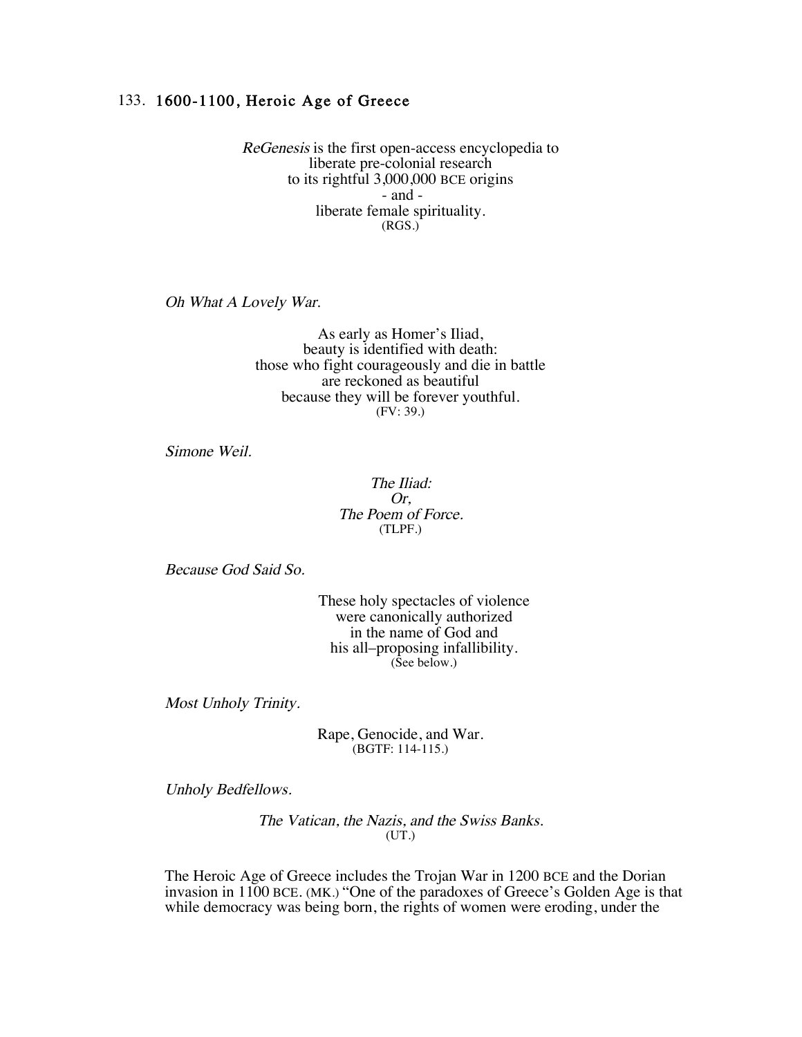## 133. 1600-1100, Heroic Age of Greece

*ReGenesis* is the first open-access encyclopedia to
liberate pre-colonial research
to its rightful 3,000,000 BCE origins
- and -
liberate female spirituality.
(RGS.)

*Oh What A Lovely War.*

As early as Homer's Iliad,
beauty is identified with death:
those who fight courageously and die in battle
are reckoned as beautiful
because they will be forever youthful.
(FV: 39.)

*Simone Weil.*

*The Iliad:*
*Or,*
*The Poem of Force.*
(TLPF.)

*Because God Said So.*

These holy spectacles of violence
were canonically authorized
in the name of God and
his all–proposing infallibility.
(See below.)

*Most Unholy Trinity.*

Rape, Genocide, and War.
(BGTF: 114-115.)

*Unholy Bedfellows.*

*The Vatican, the Nazis, and the Swiss Banks.*
(UT.)

The Heroic Age of Greece includes the Trojan War in 1200 BCE and the Dorian invasion in 1100 BCE. (MK.) "One of the paradoxes of Greece's Golden Age is that while democracy was being born, the rights of women were eroding, under the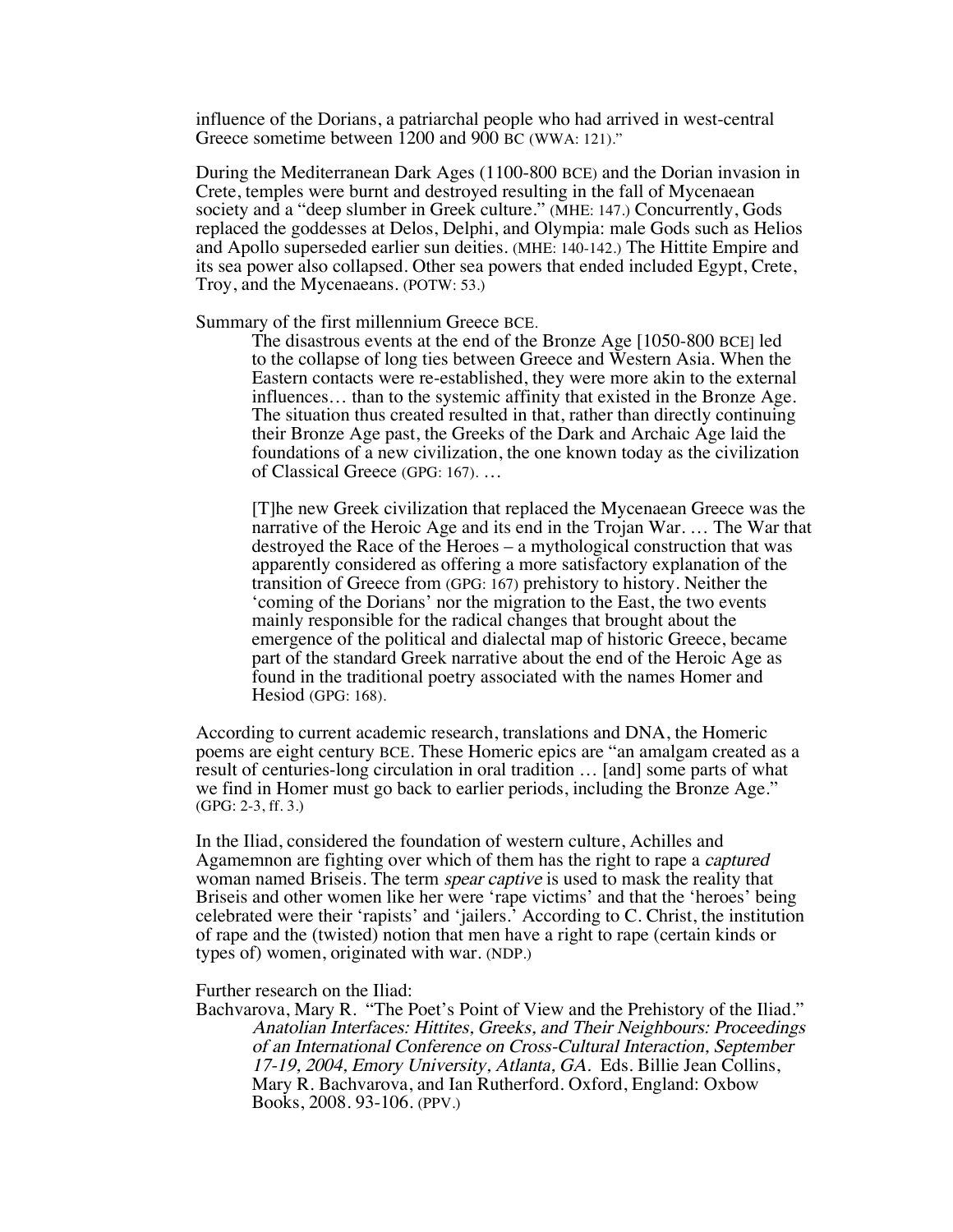influence of the Dorians, a patriarchal people who had arrived in west-central Greece sometime between 1200 and 900 BC (WWA: 121)."

During the Mediterranean Dark Ages (1100-800 BCE) and the Dorian invasion in Crete, temples were burnt and destroyed resulting in the fall of Mycenaean society and a "deep slumber in Greek culture." (MHE: 147.) Concurrently, Gods replaced the goddesses at Delos, Delphi, and Olympia: male Gods such as Helios and Apollo superseded earlier sun deities. (MHE: 140-142.) The Hittite Empire and its sea power also collapsed. Other sea powers that ended included Egypt, Crete, Troy, and the Mycenaeans. (POTW: 53.)

Summary of the first millennium Greece BCE.

> The disastrous events at the end of the Bronze Age [1050-800 BCE] led to the collapse of long ties between Greece and Western Asia. When the Eastern contacts were re-established, they were more akin to the external influences… than to the systemic affinity that existed in the Bronze Age. The situation thus created resulted in that, rather than directly continuing their Bronze Age past, the Greeks of the Dark and Archaic Age laid the foundations of a new civilization, the one known today as the civilization of Classical Greece (GPG: 167). …
>
> [T]he new Greek civilization that replaced the Mycenaean Greece was the narrative of the Heroic Age and its end in the Trojan War. … The War that destroyed the Race of the Heroes – a mythological construction that was apparently considered as offering a more satisfactory explanation of the transition of Greece from (GPG: 167) prehistory to history. Neither the 'coming of the Dorians' nor the migration to the East, the two events mainly responsible for the radical changes that brought about the emergence of the political and dialectal map of historic Greece, became part of the standard Greek narrative about the end of the Heroic Age as found in the traditional poetry associated with the names Homer and Hesiod (GPG: 168).

According to current academic research, translations and DNA, the Homeric poems are eight century BCE. These Homeric epics are "an amalgam created as a result of centuries-long circulation in oral tradition … [and] some parts of what we find in Homer must go back to earlier periods, including the Bronze Age." (GPG: 2-3, ff. 3.)

In the Iliad, considered the foundation of western culture, Achilles and Agamemnon are fighting over which of them has the right to rape a *captured* woman named Briseis. The term *spear captive* is used to mask the reality that Briseis and other women like her were 'rape victims' and that the 'heroes' being celebrated were their 'rapists' and 'jailers.' According to C. Christ, the institution of rape and the (twisted) notion that men have a right to rape (certain kinds or types of) women, originated with war. (NDP.)

Further research on the Iliad:

Bachvarova, Mary R. "The Poet's Point of View and the Prehistory of the Iliad." *Anatolian Interfaces: Hittites, Greeks, and Their Neighbours: Proceedings of an International Conference on Cross-Cultural Interaction, September 17-19, 2004, Emory University, Atlanta, GA.* Eds. Billie Jean Collins, Mary R. Bachvarova, and Ian Rutherford. Oxford, England: Oxbow Books, 2008. 93-106. (PPV.)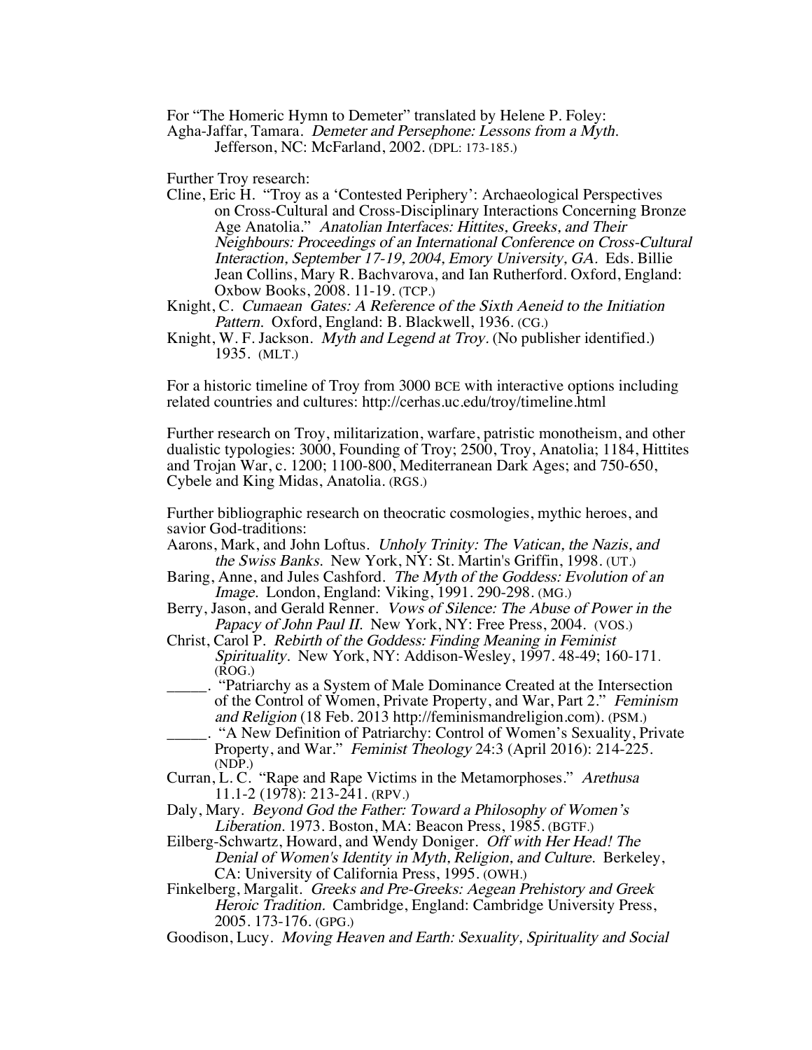For "The Homeric Hymn to Demeter" translated by Helene P. Foley:

Agha-Jaffar, Tamara. *Demeter and Persephone: Lessons from a Myth.* Jefferson, NC: McFarland, 2002. (DPL: 173-185.)

Further Troy research:

Cline, Eric H. "Troy as a 'Contested Periphery': Archaeological Perspectives on Cross-Cultural and Cross-Disciplinary Interactions Concerning Bronze Age Anatolia." *Anatolian Interfaces: Hittites, Greeks, and Their Neighbours: Proceedings of an International Conference on Cross-Cultural Interaction, September 17-19, 2004, Emory University, GA.* Eds. Billie Jean Collins, Mary R. Bachvarova, and Ian Rutherford. Oxford, England: Oxbow Books, 2008. 11-19. (TCP.)

Knight, C. *Cumaean Gates: A Reference of the Sixth Aeneid to the Initiation Pattern.* Oxford, England: B. Blackwell, 1936. (CG.)

Knight, W. F. Jackson. *Myth and Legend at Troy.* (No publisher identified.) 1935. (MLT.)

For a historic timeline of Troy from 3000 BCE with interactive options including related countries and cultures: http://cerhas.uc.edu/troy/timeline.html

Further research on Troy, militarization, warfare, patristic monotheism, and other dualistic typologies: 3000, Founding of Troy; 2500, Troy, Anatolia; 1184, Hittites and Trojan War, c. 1200; 1100-800, Mediterranean Dark Ages; and 750-650, Cybele and King Midas, Anatolia. (RGS.)

Further bibliographic research on theocratic cosmologies, mythic heroes, and savior God-traditions:

Aarons, Mark, and John Loftus. *Unholy Trinity: The Vatican, the Nazis, and the Swiss Banks.* New York, NY: St. Martin's Griffin, 1998. (UT.)

Baring, Anne, and Jules Cashford. *The Myth of the Goddess: Evolution of an Image.* London, England: Viking, 1991. 290-298. (MG.)

Berry, Jason, and Gerald Renner. *Vows of Silence: The Abuse of Power in the Papacy of John Paul II.* New York, NY: Free Press, 2004. (VOS.)

Christ, Carol P. *Rebirth of the Goddess: Finding Meaning in Feminist Spirituality.* New York, NY: Addison-Wesley, 1997. 48-49; 160-171. (ROG.)

\_\_\_\_\_. "Patriarchy as a System of Male Dominance Created at the Intersection of the Control of Women, Private Property, and War, Part 2." *Feminism and Religion* (18 Feb. 2013 http://feminismandreligion.com). (PSM.)

\_\_\_\_\_. "A New Definition of Patriarchy: Control of Women's Sexuality, Private Property, and War." *Feminist Theology* 24:3 (April 2016): 214-225. (NDP.)

Curran, L. C. "Rape and Rape Victims in the Metamorphoses." *Arethusa* 11.1-2 (1978): 213-241. (RPV.)

Daly, Mary. *Beyond God the Father: Toward a Philosophy of Women's Liberation.* 1973. Boston, MA: Beacon Press, 1985. (BGTF.)

Eilberg-Schwartz, Howard, and Wendy Doniger. *Off with Her Head! The Denial of Women's Identity in Myth, Religion, and Culture.* Berkeley, CA: University of California Press, 1995. (OWH.)

Finkelberg, Margalit. *Greeks and Pre-Greeks: Aegean Prehistory and Greek Heroic Tradition.* Cambridge, England: Cambridge University Press, 2005. 173-176. (GPG.)

Goodison, Lucy. *Moving Heaven and Earth: Sexuality, Spirituality and Social*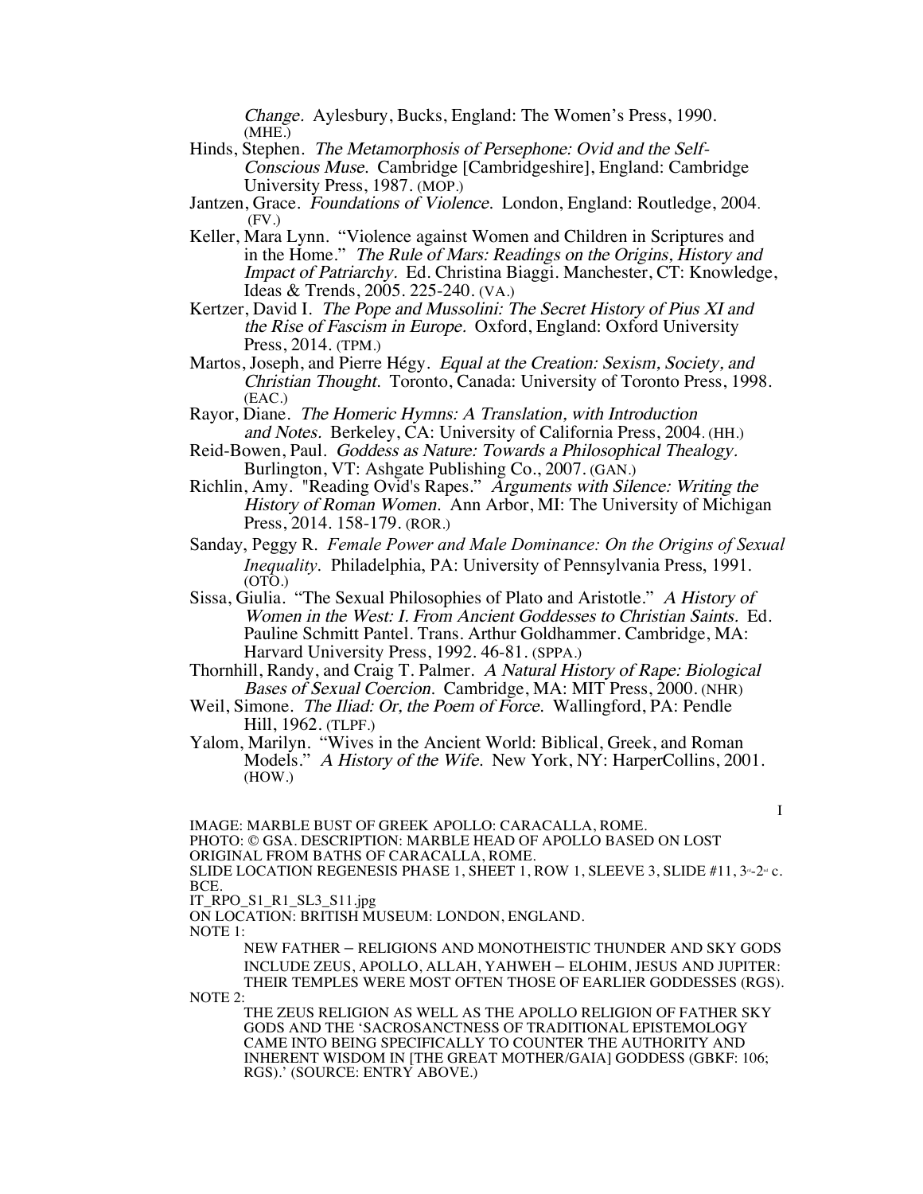*Change*. Aylesbury, Bucks, England: The Women's Press, 1990. (MHE.)

Hinds, Stephen. *The Metamorphosis of Persephone: Ovid and the Self-Conscious Muse*. Cambridge [Cambridgeshire], England: Cambridge University Press, 1987. (MOP.)

Jantzen, Grace. *Foundations of Violence*. London, England: Routledge, 2004. (FV.)

Keller, Mara Lynn. "Violence against Women and Children in Scriptures and in the Home." *The Rule of Mars: Readings on the Origins, History and Impact of Patriarchy*. Ed. Christina Biaggi. Manchester, CT: Knowledge, Ideas & Trends, 2005. 225-240. (VA.)

Kertzer, David I. *The Pope and Mussolini: The Secret History of Pius XI and the Rise of Fascism in Europe*. Oxford, England: Oxford University Press, 2014. (TPM.)

Martos, Joseph, and Pierre Hégy. *Equal at the Creation: Sexism, Society, and Christian Thought*. Toronto, Canada: University of Toronto Press, 1998. (EAC.)

Rayor, Diane. *The Homeric Hymns: A Translation, with Introduction and Notes*. Berkeley, CA: University of California Press, 2004. (HH.)

Reid-Bowen, Paul. *Goddess as Nature: Towards a Philosophical Thealogy*. Burlington, VT: Ashgate Publishing Co., 2007. (GAN.)

Richlin, Amy. "Reading Ovid's Rapes." *Arguments with Silence: Writing the History of Roman Women*. Ann Arbor, MI: The University of Michigan Press, 2014. 158-179. (ROR.)

Sanday, Peggy R. *Female Power and Male Dominance: On the Origins of Sexual Inequality*. Philadelphia, PA: University of Pennsylvania Press, 1991. (OTO.)

Sissa, Giulia. "The Sexual Philosophies of Plato and Aristotle." *A History of Women in the West: I. From Ancient Goddesses to Christian Saints*. Ed. Pauline Schmitt Pantel. Trans. Arthur Goldhammer. Cambridge, MA: Harvard University Press, 1992. 46-81. (SPPA.)

Thornhill, Randy, and Craig T. Palmer. *A Natural History of Rape: Biological Bases of Sexual Coercion*. Cambridge, MA: MIT Press, 2000. (NHR)

Weil, Simone. *The Iliad: Or, the Poem of Force*. Wallingford, PA: Pendle Hill, 1962. (TLPF.)

Yalom, Marilyn. "Wives in the Ancient World: Biblical, Greek, and Roman Models." *A History of the Wife*. New York, NY: HarperCollins, 2001. (HOW.)

I

IMAGE: MARBLE BUST OF GREEK APOLLO: CARACALLA, ROME.
PHOTO: © GSA. DESCRIPTION: MARBLE HEAD OF APOLLO BASED ON LOST ORIGINAL FROM BATHS OF CARACALLA, ROME.
SLIDE LOCATION REGENESIS PHASE 1, SHEET 1, ROW 1, SLEEVE 3, SLIDE #11, 3rd-2nd c. BCE.
IT_RPO_S1_R1_SL3_S11.jpg
ON LOCATION: BRITISH MUSEUM: LONDON, ENGLAND.
NOTE 1:

NEW FATHER – RELIGIONS AND MONOTHEISTIC THUNDER AND SKY GODS INCLUDE ZEUS, APOLLO, ALLAH, YAHWEH – ELOHIM, JESUS AND JUPITER: THEIR TEMPLES WERE MOST OFTEN THOSE OF EARLIER GODDESSES (RGS).

NOTE 2:

THE ZEUS RELIGION AS WELL AS THE APOLLO RELIGION OF FATHER SKY GODS AND THE 'SACROSANCTNESS OF TRADITIONAL EPISTEMOLOGY CAME INTO BEING SPECIFICALLY TO COUNTER THE AUTHORITY AND INHERENT WISDOM IN [THE GREAT MOTHER/GAIA] GODDESS (GBKF: 106; RGS).' (SOURCE: ENTRY ABOVE.)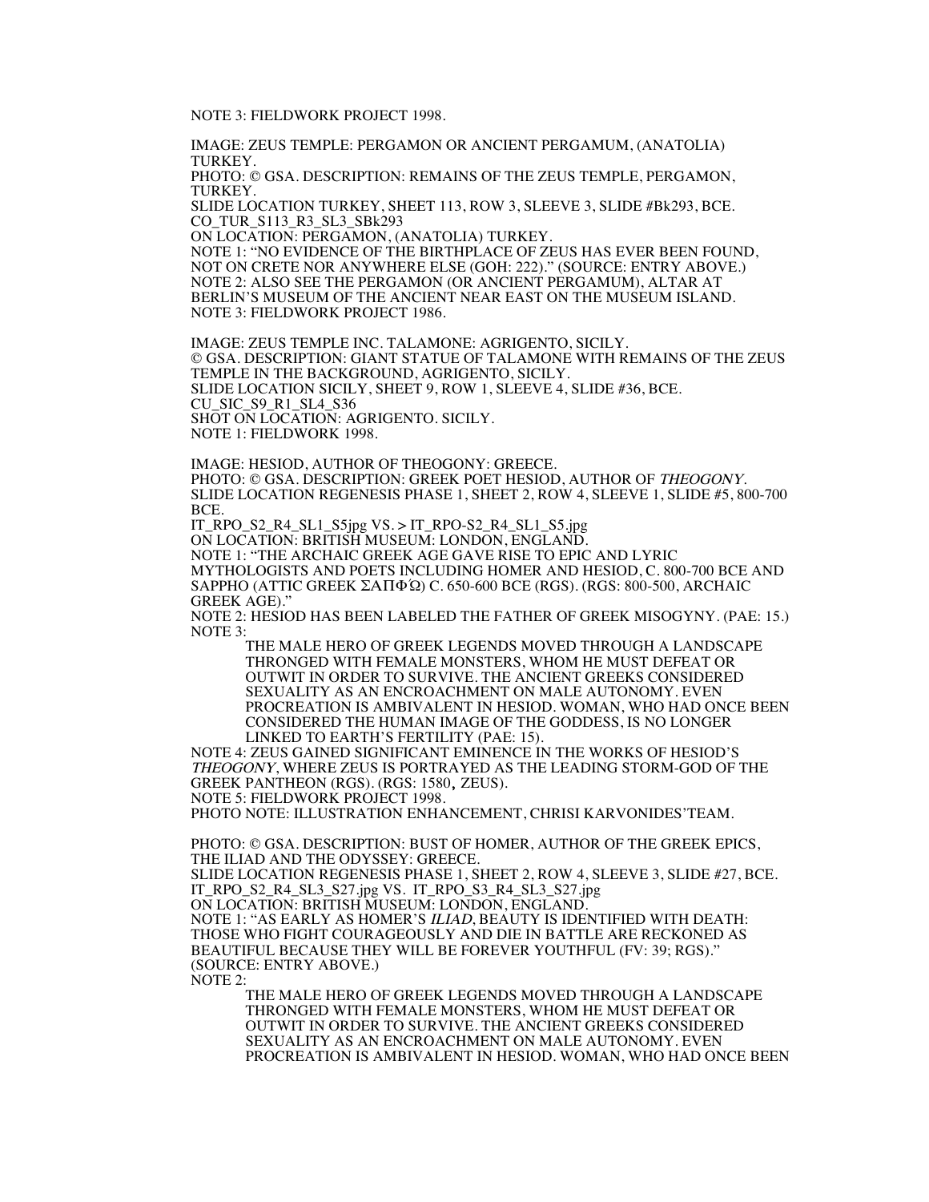NOTE 3: FIELDWORK PROJECT 1998.

IMAGE: ZEUS TEMPLE: PERGAMON OR ANCIENT PERGAMUM, (ANATOLIA) TURKEY.
PHOTO: © GSA. DESCRIPTION: REMAINS OF THE ZEUS TEMPLE, PERGAMON, TURKEY.
SLIDE LOCATION TURKEY, SHEET 113, ROW 3, SLEEVE 3, SLIDE #Bk293, BCE.
CO_TUR_S113_R3_SL3_SBk293
ON LOCATION: PERGAMON, (ANATOLIA) TURKEY.
NOTE 1: "NO EVIDENCE OF THE BIRTHPLACE OF ZEUS HAS EVER BEEN FOUND, NOT ON CRETE NOR ANYWHERE ELSE (GOH: 222)." (SOURCE: ENTRY ABOVE.)
NOTE 2: ALSO SEE THE PERGAMON (OR ANCIENT PERGAMUM), ALTAR AT BERLIN'S MUSEUM OF THE ANCIENT NEAR EAST ON THE MUSEUM ISLAND.
NOTE 3: FIELDWORK PROJECT 1986.

IMAGE: ZEUS TEMPLE INC. TALAMONE: AGRIGENTO, SICILY.
© GSA. DESCRIPTION: GIANT STATUE OF TALAMONE WITH REMAINS OF THE ZEUS TEMPLE IN THE BACKGROUND, AGRIGENTO, SICILY.
SLIDE LOCATION SICILY, SHEET 9, ROW 1, SLEEVE 4, SLIDE #36, BCE.
CU_SIC_S9_R1_SL4_S36
SHOT ON LOCATION: AGRIGENTO. SICILY.
NOTE 1: FIELDWORK 1998.

IMAGE: HESIOD, AUTHOR OF THEOGONY: GREECE.
PHOTO: © GSA. DESCRIPTION: GREEK POET HESIOD, AUTHOR OF *THEOGONY*.
SLIDE LOCATION REGENESIS PHASE 1, SHEET 2, ROW 4, SLEEVE 1, SLIDE #5, 800-700 BCE.
IT_RPO_S2_R4_SL1_S5jpg VS. > IT_RPO-S2_R4_SL1_S5.jpg
ON LOCATION: BRITISH MUSEUM: LONDON, ENGLAND.
NOTE 1: "THE ARCHAIC GREEK AGE GAVE RISE TO EPIC AND LYRIC MYTHOLOGISTS AND POETS INCLUDING HOMER AND HESIOD, C. 800-700 BCE AND SAPPHO (ATTIC GREEK ΣΑΠΦΏ) C. 650-600 BCE (RGS). (RGS: 800-500, ARCHAIC GREEK AGE)."
NOTE 2: HESIOD HAS BEEN LABELED THE FATHER OF GREEK MISOGYNY. (PAE: 15.)
NOTE 3:

> THE MALE HERO OF GREEK LEGENDS MOVED THROUGH A LANDSCAPE THRONGED WITH FEMALE MONSTERS, WHOM HE MUST DEFEAT OR OUTWIT IN ORDER TO SURVIVE. THE ANCIENT GREEKS CONSIDERED SEXUALITY AS AN ENCROACHMENT ON MALE AUTONOMY. EVEN PROCREATION IS AMBIVALENT IN HESIOD. WOMAN, WHO HAD ONCE BEEN CONSIDERED THE HUMAN IMAGE OF THE GODDESS, IS NO LONGER LINKED TO EARTH'S FERTILITY (PAE: 15).

NOTE 4: ZEUS GAINED SIGNIFICANT EMINENCE IN THE WORKS OF HESIOD'S *THEOGONY*, WHERE ZEUS IS PORTRAYED AS THE LEADING STORM-GOD OF THE GREEK PANTHEON (RGS). (RGS: 1580, ZEUS).
NOTE 5: FIELDWORK PROJECT 1998.
PHOTO NOTE: ILLUSTRATION ENHANCEMENT, CHRISI KARVONIDES'TEAM.

PHOTO: © GSA. DESCRIPTION: BUST OF HOMER, AUTHOR OF THE GREEK EPICS, THE ILIAD AND THE ODYSSEY: GREECE.
SLIDE LOCATION REGENESIS PHASE 1, SHEET 2, ROW 4, SLEEVE 3, SLIDE #27, BCE.
IT_RPO_S2_R4_SL3_S27.jpg VS. IT_RPO_S3_R4_SL3_S27.jpg
ON LOCATION: BRITISH MUSEUM: LONDON, ENGLAND.
NOTE 1: "AS EARLY AS HOMER'S *ILIAD*, BEAUTY IS IDENTIFIED WITH DEATH: THOSE WHO FIGHT COURAGEOUSLY AND DIE IN BATTLE ARE RECKONED AS BEAUTIFUL BECAUSE THEY WILL BE FOREVER YOUTHFUL (FV: 39; RGS)." (SOURCE: ENTRY ABOVE.)
NOTE 2:

> THE MALE HERO OF GREEK LEGENDS MOVED THROUGH A LANDSCAPE THRONGED WITH FEMALE MONSTERS, WHOM HE MUST DEFEAT OR OUTWIT IN ORDER TO SURVIVE. THE ANCIENT GREEKS CONSIDERED SEXUALITY AS AN ENCROACHMENT ON MALE AUTONOMY. EVEN PROCREATION IS AMBIVALENT IN HESIOD. WOMAN, WHO HAD ONCE BEEN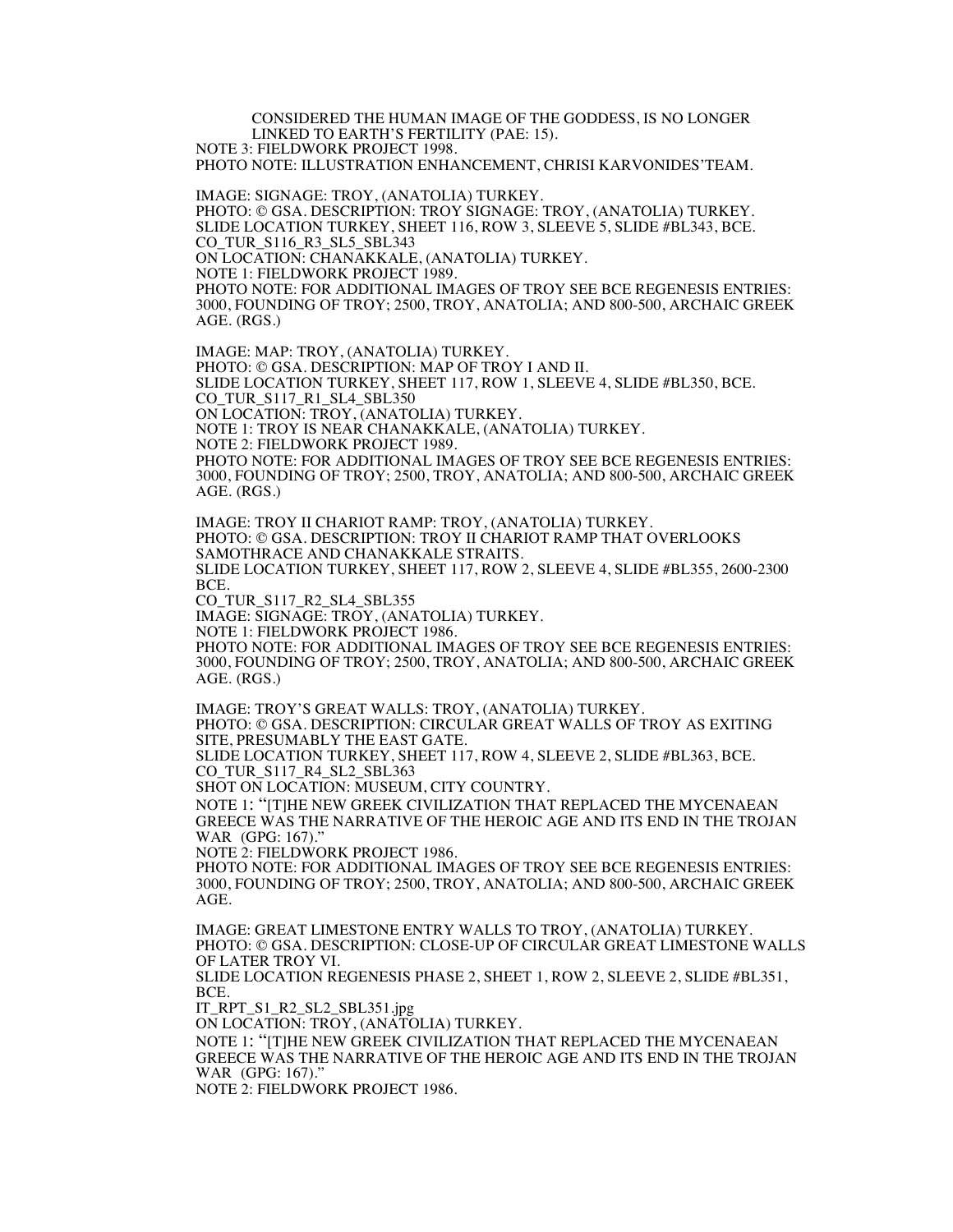CONSIDERED THE HUMAN IMAGE OF THE GODDESS, IS NO LONGER LINKED TO EARTH'S FERTILITY (PAE: 15).
NOTE 3: FIELDWORK PROJECT 1998.
PHOTO NOTE: ILLUSTRATION ENHANCEMENT, CHRISI KARVONIDES'TEAM.

IMAGE: SIGNAGE: TROY, (ANATOLIA) TURKEY.
PHOTO: © GSA. DESCRIPTION: TROY SIGNAGE: TROY, (ANATOLIA) TURKEY.
SLIDE LOCATION TURKEY, SHEET 116, ROW 3, SLEEVE 5, SLIDE #BL343, BCE.
CO_TUR_S116_R3_SL5_SBL343
ON LOCATION: CHANAKKALE, (ANATOLIA) TURKEY.
NOTE 1: FIELDWORK PROJECT 1989.
PHOTO NOTE: FOR ADDITIONAL IMAGES OF TROY SEE BCE REGENESIS ENTRIES: 3000, FOUNDING OF TROY; 2500, TROY, ANATOLIA; AND 800-500, ARCHAIC GREEK AGE. (RGS.)

IMAGE: MAP: TROY, (ANATOLIA) TURKEY.
PHOTO: © GSA. DESCRIPTION: MAP OF TROY I AND II.
SLIDE LOCATION TURKEY, SHEET 117, ROW 1, SLEEVE 4, SLIDE #BL350, BCE.
CO_TUR_S117_R1_SL4_SBL350
ON LOCATION: TROY, (ANATOLIA) TURKEY.
NOTE 1: TROY IS NEAR CHANAKKALE, (ANATOLIA) TURKEY.
NOTE 2: FIELDWORK PROJECT 1989.
PHOTO NOTE: FOR ADDITIONAL IMAGES OF TROY SEE BCE REGENESIS ENTRIES: 3000, FOUNDING OF TROY; 2500, TROY, ANATOLIA; AND 800-500, ARCHAIC GREEK AGE. (RGS.)

IMAGE: TROY II CHARIOT RAMP: TROY, (ANATOLIA) TURKEY.
PHOTO: © GSA. DESCRIPTION: TROY II CHARIOT RAMP THAT OVERLOOKS SAMOTHRACE AND CHANAKKALE STRAITS.
SLIDE LOCATION TURKEY, SHEET 117, ROW 2, SLEEVE 4, SLIDE #BL355, 2600-2300 BCE.
CO_TUR_S117_R2_SL4_SBL355
IMAGE: SIGNAGE: TROY, (ANATOLIA) TURKEY.
NOTE 1: FIELDWORK PROJECT 1986.
PHOTO NOTE: FOR ADDITIONAL IMAGES OF TROY SEE BCE REGENESIS ENTRIES: 3000, FOUNDING OF TROY; 2500, TROY, ANATOLIA; AND 800-500, ARCHAIC GREEK AGE. (RGS.)

IMAGE: TROY'S GREAT WALLS: TROY, (ANATOLIA) TURKEY.
PHOTO: © GSA. DESCRIPTION: CIRCULAR GREAT WALLS OF TROY AS EXITING SITE, PRESUMABLY THE EAST GATE.
SLIDE LOCATION TURKEY, SHEET 117, ROW 4, SLEEVE 2, SLIDE #BL363, BCE.
CO_TUR_S117_R4_SL2_SBL363
SHOT ON LOCATION: MUSEUM, CITY COUNTRY.
NOTE 1: "[T]HE NEW GREEK CIVILIZATION THAT REPLACED THE MYCENAEAN GREECE WAS THE NARRATIVE OF THE HEROIC AGE AND ITS END IN THE TROJAN WAR (GPG: 167)."
NOTE 2: FIELDWORK PROJECT 1986.
PHOTO NOTE: FOR ADDITIONAL IMAGES OF TROY SEE BCE REGENESIS ENTRIES: 3000, FOUNDING OF TROY; 2500, TROY, ANATOLIA; AND 800-500, ARCHAIC GREEK AGE.

IMAGE: GREAT LIMESTONE ENTRY WALLS TO TROY, (ANATOLIA) TURKEY.
PHOTO: © GSA. DESCRIPTION: CLOSE-UP OF CIRCULAR GREAT LIMESTONE WALLS OF LATER TROY VI.
SLIDE LOCATION REGENESIS PHASE 2, SHEET 1, ROW 2, SLEEVE 2, SLIDE #BL351, BCE.
IT_RPT_S1_R2_SL2_SBL351.jpg
ON LOCATION: TROY, (ANATOLIA) TURKEY.
NOTE 1: "[T]HE NEW GREEK CIVILIZATION THAT REPLACED THE MYCENAEAN GREECE WAS THE NARRATIVE OF THE HEROIC AGE AND ITS END IN THE TROJAN WAR (GPG: 167)."
NOTE 2: FIELDWORK PROJECT 1986.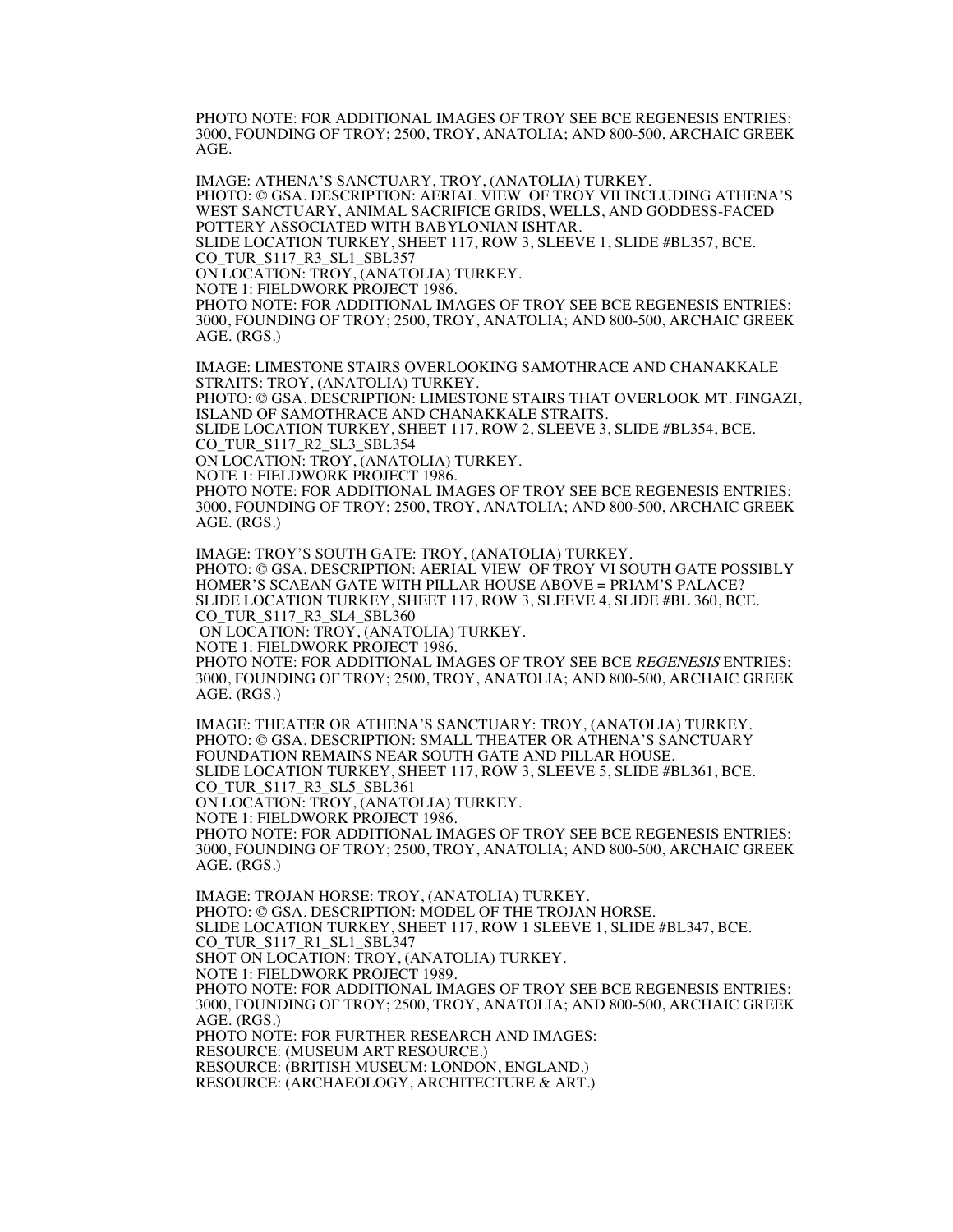PHOTO NOTE: FOR ADDITIONAL IMAGES OF TROY SEE BCE REGENESIS ENTRIES: 3000, FOUNDING OF TROY; 2500, TROY, ANATOLIA; AND 800-500, ARCHAIC GREEK AGE.

IMAGE: ATHENA'S SANCTUARY, TROY, (ANATOLIA) TURKEY.
PHOTO: © GSA. DESCRIPTION: AERIAL VIEW OF TROY VII INCLUDING ATHENA'S WEST SANCTUARY, ANIMAL SACRIFICE GRIDS, WELLS, AND GODDESS-FACED POTTERY ASSOCIATED WITH BABYLONIAN ISHTAR.
SLIDE LOCATION TURKEY, SHEET 117, ROW 3, SLEEVE 1, SLIDE #BL357, BCE.
CO_TUR_S117_R3_SL1_SBL357
ON LOCATION: TROY, (ANATOLIA) TURKEY.
NOTE 1: FIELDWORK PROJECT 1986.
PHOTO NOTE: FOR ADDITIONAL IMAGES OF TROY SEE BCE REGENESIS ENTRIES: 3000, FOUNDING OF TROY; 2500, TROY, ANATOLIA; AND 800-500, ARCHAIC GREEK AGE. (RGS.)

IMAGE: LIMESTONE STAIRS OVERLOOKING SAMOTHRACE AND CHANAKKALE STRAITS: TROY, (ANATOLIA) TURKEY.
PHOTO: © GSA. DESCRIPTION: LIMESTONE STAIRS THAT OVERLOOK MT. FINGAZI, ISLAND OF SAMOTHRACE AND CHANAKKALE STRAITS.
SLIDE LOCATION TURKEY, SHEET 117, ROW 2, SLEEVE 3, SLIDE #BL354, BCE.
CO_TUR_S117_R2_SL3_SBL354
ON LOCATION: TROY, (ANATOLIA) TURKEY.
NOTE 1: FIELDWORK PROJECT 1986.
PHOTO NOTE: FOR ADDITIONAL IMAGES OF TROY SEE BCE REGENESIS ENTRIES: 3000, FOUNDING OF TROY; 2500, TROY, ANATOLIA; AND 800-500, ARCHAIC GREEK AGE. (RGS.)

IMAGE: TROY'S SOUTH GATE: TROY, (ANATOLIA) TURKEY.
PHOTO: © GSA. DESCRIPTION: AERIAL VIEW OF TROY VI SOUTH GATE POSSIBLY HOMER'S SCAEAN GATE WITH PILLAR HOUSE ABOVE = PRIAM'S PALACE?
SLIDE LOCATION TURKEY, SHEET 117, ROW 3, SLEEVE 4, SLIDE #BL 360, BCE.
CO_TUR_S117_R3_SL4_SBL360
ON LOCATION: TROY, (ANATOLIA) TURKEY.
NOTE 1: FIELDWORK PROJECT 1986.
PHOTO NOTE: FOR ADDITIONAL IMAGES OF TROY SEE BCE *REGENESIS* ENTRIES: 3000, FOUNDING OF TROY; 2500, TROY, ANATOLIA; AND 800-500, ARCHAIC GREEK AGE. (RGS.)

IMAGE: THEATER OR ATHENA'S SANCTUARY: TROY, (ANATOLIA) TURKEY.
PHOTO: © GSA. DESCRIPTION: SMALL THEATER OR ATHENA'S SANCTUARY FOUNDATION REMAINS NEAR SOUTH GATE AND PILLAR HOUSE.
SLIDE LOCATION TURKEY, SHEET 117, ROW 3, SLEEVE 5, SLIDE #BL361, BCE.
CO_TUR_S117_R3_SL5_SBL361
ON LOCATION: TROY, (ANATOLIA) TURKEY.
NOTE 1: FIELDWORK PROJECT 1986.
PHOTO NOTE: FOR ADDITIONAL IMAGES OF TROY SEE BCE REGENESIS ENTRIES: 3000, FOUNDING OF TROY; 2500, TROY, ANATOLIA; AND 800-500, ARCHAIC GREEK AGE. (RGS.)

IMAGE: TROJAN HORSE: TROY, (ANATOLIA) TURKEY.
PHOTO: © GSA. DESCRIPTION: MODEL OF THE TROJAN HORSE.
SLIDE LOCATION TURKEY, SHEET 117, ROW 1 SLEEVE 1, SLIDE #BL347, BCE.
CO_TUR_S117_R1_SL1_SBL347
SHOT ON LOCATION: TROY, (ANATOLIA) TURKEY.
NOTE 1: FIELDWORK PROJECT 1989.
PHOTO NOTE: FOR ADDITIONAL IMAGES OF TROY SEE BCE REGENESIS ENTRIES: 3000, FOUNDING OF TROY; 2500, TROY, ANATOLIA; AND 800-500, ARCHAIC GREEK AGE. (RGS.)
PHOTO NOTE: FOR FURTHER RESEARCH AND IMAGES:
RESOURCE: (MUSEUM ART RESOURCE.)
RESOURCE: (BRITISH MUSEUM: LONDON, ENGLAND.)
RESOURCE: (ARCHAEOLOGY, ARCHITECTURE & ART.)